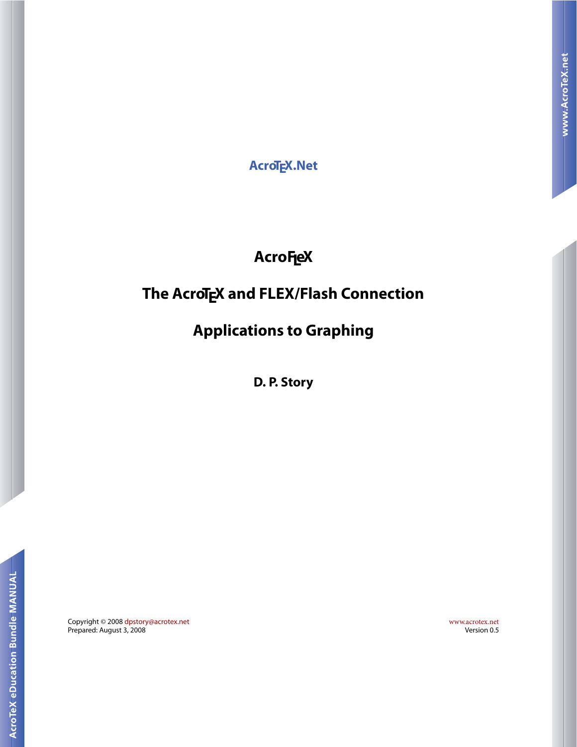AcroTeX.Net

# AcroFLeX

## The AcroTeX and FLEX/Flash Connection

## Applications to Graphing

**D. P. Story**

Copyright © 2008 dpstory@acrotex.net
Prepared: August 3, 2008

www.acrotex.net
Version 0.5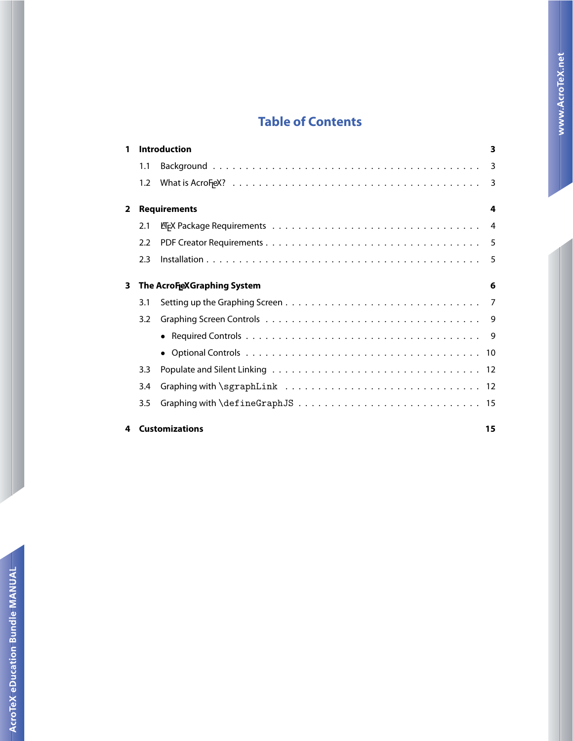# Table of Contents

**1 Introduction** — **3**

- 1.1 Background — 3
- 1.2 What is AcroFLeX? — 3

**2 Requirements** — **4**

- 2.1 LaTeX Package Requirements — 4
- 2.2 PDF Creator Requirements — 5
- 2.3 Installation — 5

**3 The AcroFLeX Graphing System** — **6**

- 3.1 Setting up the Graphing Screen — 7
- 3.2 Graphing Screen Controls — 9
  - Required Controls — 9
  - Optional Controls — 10
- 3.3 Populate and Silent Linking — 12
- 3.4 Graphing with `\sgraphLink` — 12
- 3.5 Graphing with `\defineGraphJS` — 15

**4 Customizations** — **15**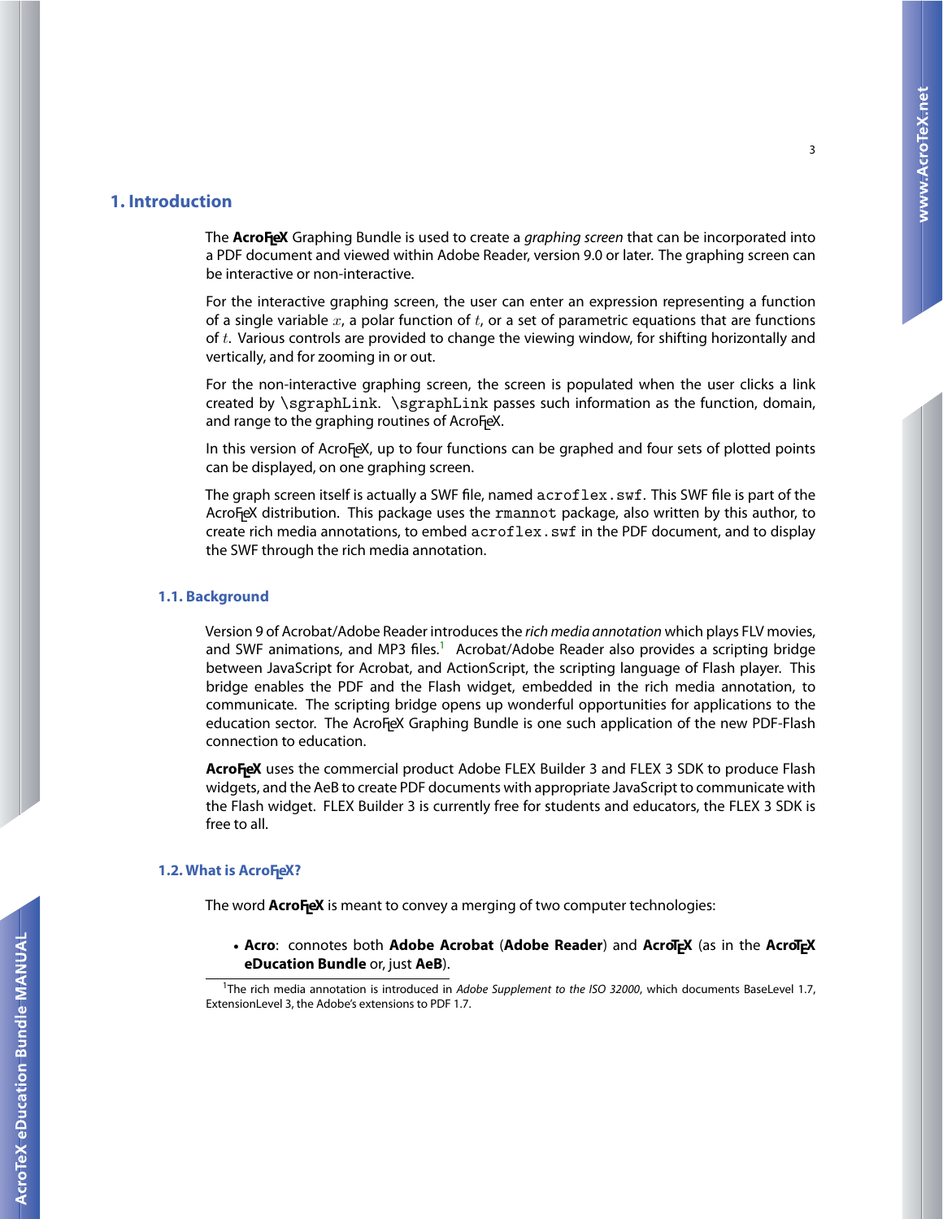# 1. Introduction

The **AcroFLeX** Graphing Bundle is used to create a *graphing screen* that can be incorporated into a PDF document and viewed within Adobe Reader, version 9.0 or later. The graphing screen can be interactive or non-interactive.

For the interactive graphing screen, the user can enter an expression representing a function of a single variable $x$, a polar function of $t$, or a set of parametric equations that are functions of $t$. Various controls are provided to change the viewing window, for shifting horizontally and vertically, and for zooming in or out.

For the non-interactive graphing screen, the screen is populated when the user clicks a link created by `\sgraphLink`. `\sgraphLink` passes such information as the function, domain, and range to the graphing routines of AcroFLeX.

In this version of AcroFLeX, up to four functions can be graphed and four sets of plotted points can be displayed, on one graphing screen.

The graph screen itself is actually a SWF file, named `acroflex.swf`. This SWF file is part of the AcroFLeX distribution. This package uses the `rmannot` package, also written by this author, to create rich media annotations, to embed `acroflex.swf` in the PDF document, and to display the SWF through the rich media annotation.

## 1.1. Background

Version 9 of Acrobat/Adobe Reader introduces the *rich media annotation* which plays FLV movies, and SWF animations, and MP3 files.[1] Acrobat/Adobe Reader also provides a scripting bridge between JavaScript for Acrobat, and ActionScript, the scripting language of Flash player. This bridge enables the PDF and the Flash widget, embedded in the rich media annotation, to communicate. The scripting bridge opens up wonderful opportunities for applications to the education sector. The AcroFLeX Graphing Bundle is one such application of the new PDF-Flash connection to education.

**AcroFLeX** uses the commercial product Adobe FLEX Builder 3 and FLEX 3 SDK to produce Flash widgets, and the AeB to create PDF documents with appropriate JavaScript to communicate with the Flash widget. FLEX Builder 3 is currently free for students and educators, the FLEX 3 SDK is free to all.

## 1.2. What is AcroFLeX?

The word **AcroFLeX** is meant to convey a merging of two computer technologies:

- **Acro**: connotes both **Adobe Acrobat** (**Adobe Reader**) and **AcroTEX** (as in the **AcroTEX eDucation Bundle** or, just **AeB**).

[1] The rich media annotation is introduced in *Adobe Supplement to the ISO 32000*, which documents BaseLevel 1.7, ExtensionLevel 3, the Adobe's extensions to PDF 1.7.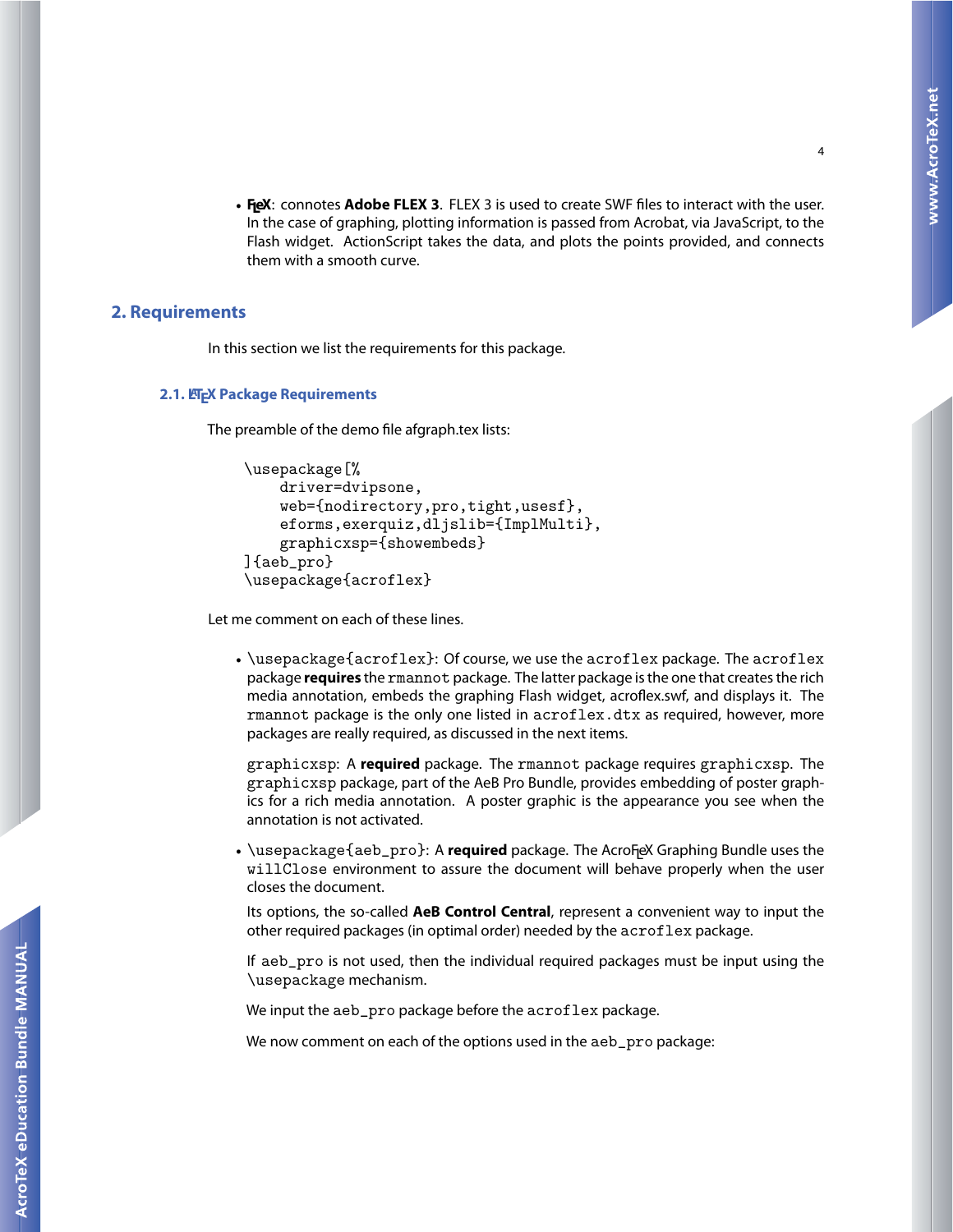- **FlеX**: connotes **Adobe FLEX 3**. FLEX 3 is used to create SWF files to interact with the user. In the case of graphing, plotting information is passed from Acrobat, via JavaScript, to the Flash widget. ActionScript takes the data, and plots the points provided, and connects them with a smooth curve.

## 2. Requirements

In this section we list the requirements for this package.

### 2.1. LaTeX Package Requirements

The preamble of the demo file afgraph.tex lists:

```
\usepackage[%
    driver=dvipsone,
    web={nodirectory,pro,tight,usesf},
    eforms,exerquiz,dljslib={ImplMulti},
    graphicxsp={showembeds}
]{aeb_pro}
\usepackage{acroflex}
```

Let me comment on each of these lines.

- `\usepackage{acroflex}`: Of course, we use the `acroflex` package. The `acroflex` package **requires** the `rmannot` package. The latter package is the one that creates the rich media annotation, embeds the graphing Flash widget, acroflex.swf, and displays it. The `rmannot` package is the only one listed in `acroflex.dtx` as required, however, more packages are really required, as discussed in the next items.

  `graphicxsp`: A **required** package. The `rmannot` package requires `graphicxsp`. The `graphicxsp` package, part of the AeB Pro Bundle, provides embedding of poster graphics for a rich media annotation. A poster graphic is the appearance you see when the annotation is not activated.

- `\usepackage{aeb_pro}`: A **required** package. The AcroFlеX Graphing Bundle uses the `willClose` environment to assure the document will behave properly when the user closes the document.

  Its options, the so-called **AeB Control Central**, represent a convenient way to input the other required packages (in optimal order) needed by the `acroflex` package.

  If `aeb_pro` is not used, then the individual required packages must be input using the `\usepackage` mechanism.

  We input the `aeb_pro` package before the `acroflex` package.

  We now comment on each of the options used in the `aeb_pro` package: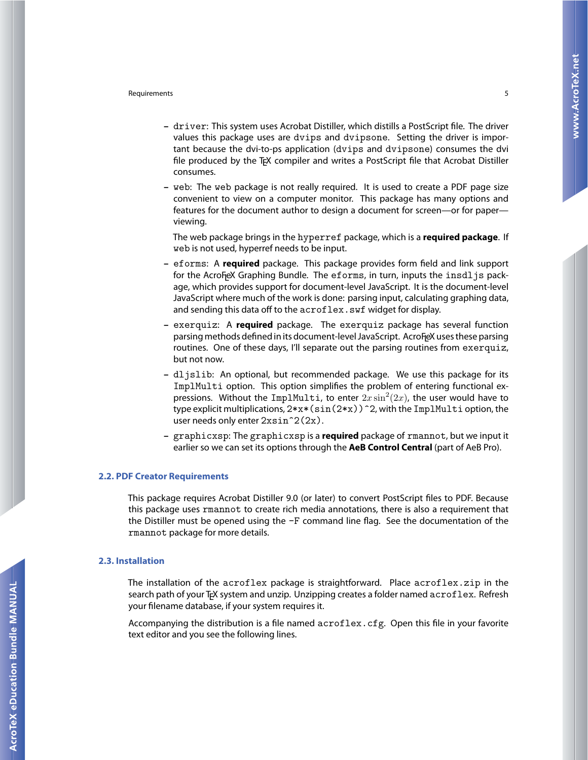- driver: This system uses Acrobat Distiller, which distills a PostScript file. The driver values this package uses are dvips and dvipsone. Setting the driver is important because the dvi-to-ps application (dvips and dvipsone) consumes the dvi file produced by the TeX compiler and writes a PostScript file that Acrobat Distiller consumes.
- web: The web package is not really required. It is used to create a PDF page size convenient to view on a computer monitor. This package has many options and features for the document author to design a document for screen—or for paper—viewing.

  The web package brings in the hyperref package, which is a **required package**. If web is not used, hyperref needs to be input.
- eforms: A **required** package. This package provides form field and link support for the AcroFLeX Graphing Bundle. The eforms, in turn, inputs the insdljs package, which provides support for document-level JavaScript. It is the document-level JavaScript where much of the work is done: parsing input, calculating graphing data, and sending this data off to the acroflex.swf widget for display.
- exerquiz: A **required** package. The exerquiz package has several function parsing methods defined in its document-level JavaScript. AcroFLeX uses these parsing routines. One of these days, I'll separate out the parsing routines from exerquiz, but not now.
- dljslib: An optional, but recommended package. We use this package for its ImplMulti option. This option simplifies the problem of entering functional expressions. Without the ImplMulti, to enter $2x\sin^2(2x)$, the user would have to type explicit multiplications, 2*x*(sin(2*x))^2, with the ImplMulti option, the user needs only enter 2xsin^2(2x).
- graphicxsp: The graphicxsp is a **required** package of rmannot, but we input it earlier so we can set its options through the **AeB Control Central** (part of AeB Pro).

## 2.2. PDF Creator Requirements

This package requires Acrobat Distiller 9.0 (or later) to convert PostScript files to PDF. Because this package uses rmannot to create rich media annotations, there is also a requirement that the Distiller must be opened using the -F command line flag. See the documentation of the rmannot package for more details.

## 2.3. Installation

The installation of the acroflex package is straightforward. Place acroflex.zip in the search path of your TeX system and unzip. Unzipping creates a folder named acroflex. Refresh your filename database, if your system requires it.

Accompanying the distribution is a file named acroflex.cfg. Open this file in your favorite text editor and you see the following lines.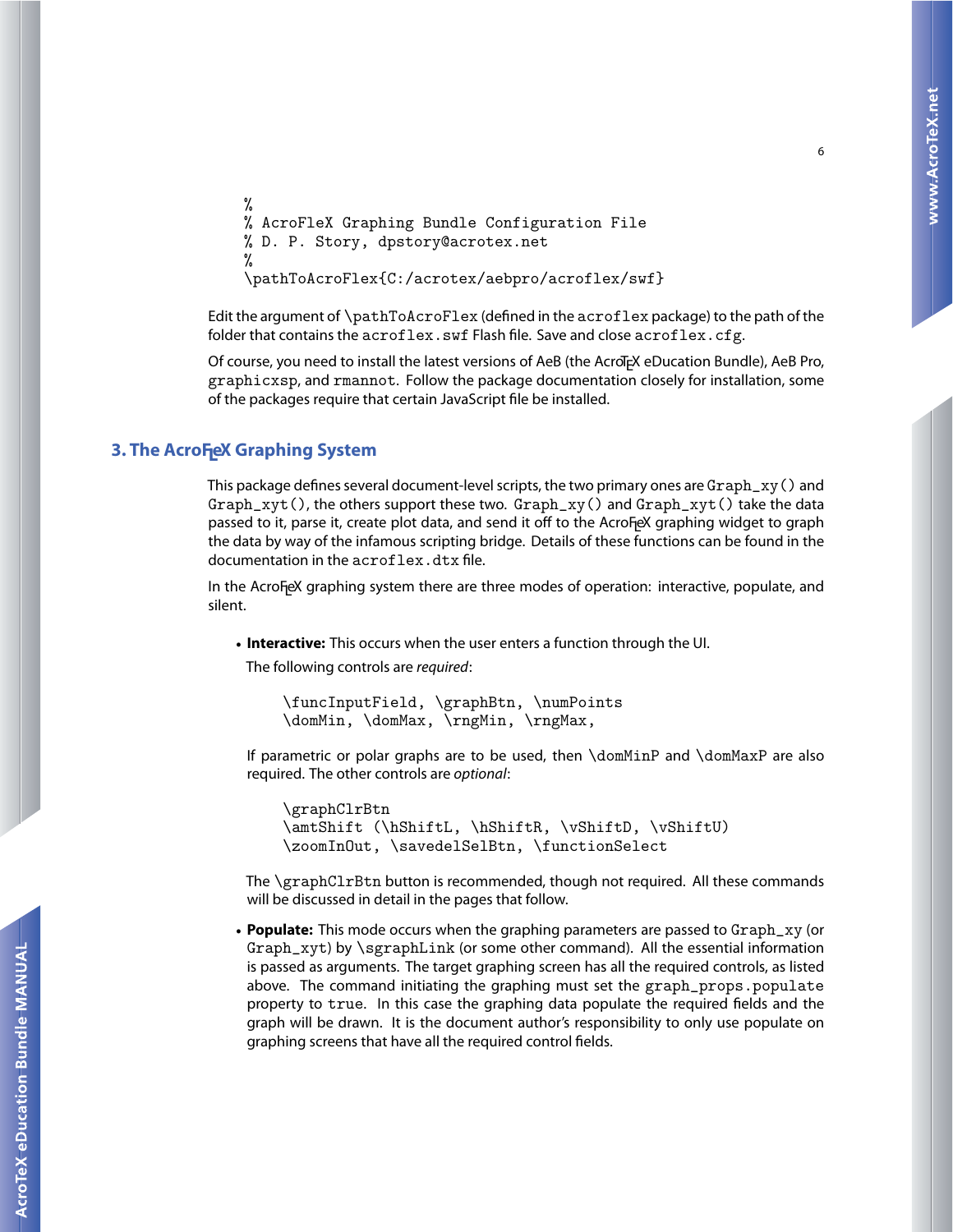```
%
% AcroFleX Graphing Bundle Configuration File
% D. P. Story, dpstory@acrotex.net
%
\pathToAcroFlex{C:/acrotex/aebpro/acroflex/swf}
```

Edit the argument of `\pathToAcroFlex` (defined in the `acroflex` package) to the path of the folder that contains the `acroflex.swf` Flash file. Save and close `acroflex.cfg`.

Of course, you need to install the latest versions of AeB (the AcroTeX eDucation Bundle), AeB Pro, `graphicxsp`, and `rmannot`. Follow the package documentation closely for installation, some of the packages require that certain JavaScript file be installed.

## 3. The AcroFleX Graphing System

This package defines several document-level scripts, the two primary ones are `Graph_xy()` and `Graph_xyt()`, the others support these two. `Graph_xy()` and `Graph_xyt()` take the data passed to it, parse it, create plot data, and send it off to the AcroFleX graphing widget to graph the data by way of the infamous scripting bridge. Details of these functions can be found in the documentation in the `acroflex.dtx` file.

In the AcroFleX graphing system there are three modes of operation: interactive, populate, and silent.

- **Interactive:** This occurs when the user enters a function through the UI.

  The following controls are *required*:

  ```
  \funcInputField, \graphBtn, \numPoints
  \domMin, \domMax, \rngMin, \rngMax,
  ```

  If parametric or polar graphs are to be used, then `\domMinP` and `\domMaxP` are also required. The other controls are *optional*:

  ```
  \graphClrBtn
  \amtShift (\hShiftL, \hShiftR, \vShiftD, \vShiftU)
  \zoomInOut, \savedelSelBtn, \functionSelect
  ```

  The `\graphClrBtn` button is recommended, though not required. All these commands will be discussed in detail in the pages that follow.

- **Populate:** This mode occurs when the graphing parameters are passed to `Graph_xy` (or `Graph_xyt`) by `\sgraphLink` (or some other command). All the essential information is passed as arguments. The target graphing screen has all the required controls, as listed above. The command initiating the graphing must set the `graph_props.populate` property to `true`. In this case the graphing data populate the required fields and the graph will be drawn. It is the document author's responsibility to only use populate on graphing screens that have all the required control fields.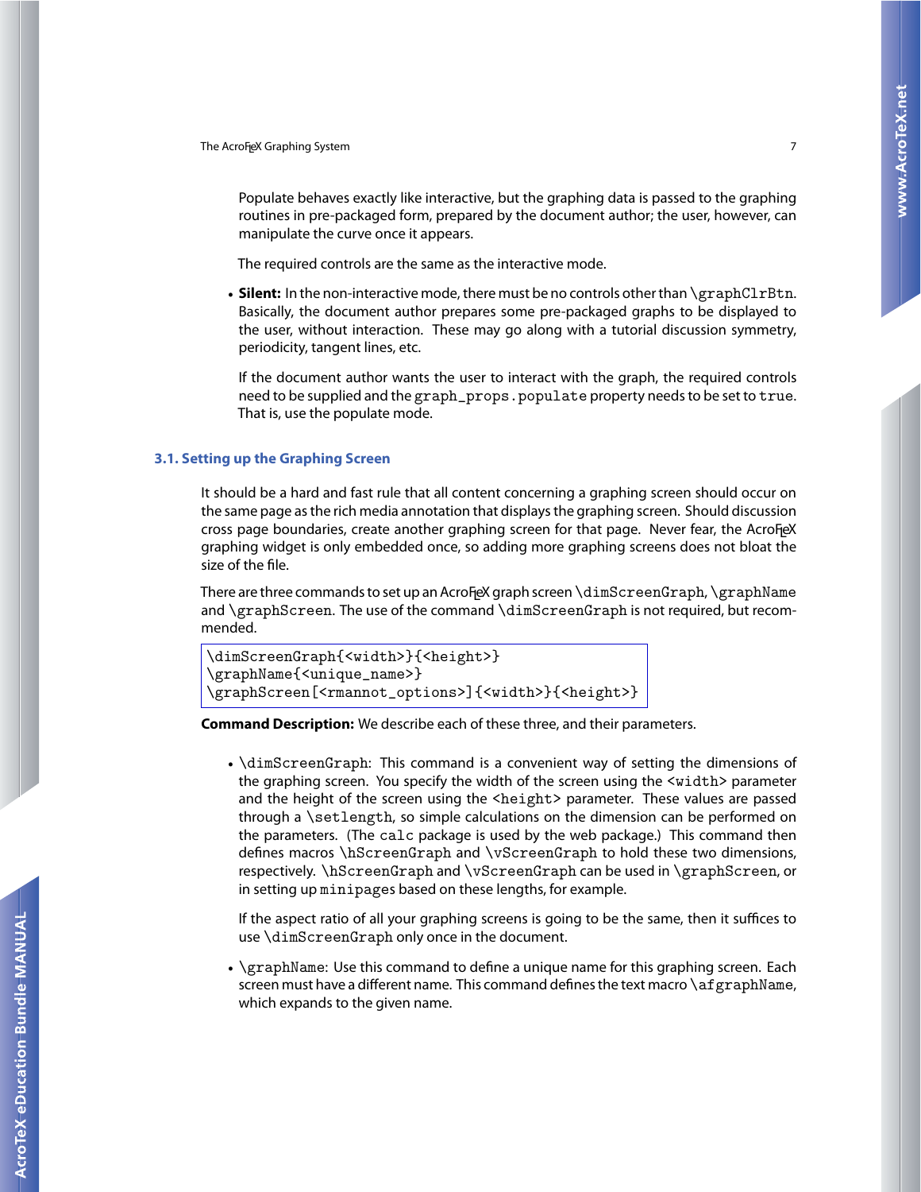Populate behaves exactly like interactive, but the graphing data is passed to the graphing routines in pre-packaged form, prepared by the document author; the user, however, can manipulate the curve once it appears.

The required controls are the same as the interactive mode.

- **Silent:** In the non-interactive mode, there must be no controls other than `\graphClrBtn`. Basically, the document author prepares some pre-packaged graphs to be displayed to the user, without interaction. These may go along with a tutorial discussion symmetry, periodicity, tangent lines, etc.

  If the document author wants the user to interact with the graph, the required controls need to be supplied and the `graph_props.populate` property needs to be set to `true`. That is, use the populate mode.

## 3.1. Setting up the Graphing Screen

It should be a hard and fast rule that all content concerning a graphing screen should occur on the same page as the rich media annotation that displays the graphing screen. Should discussion cross page boundaries, create another graphing screen for that page. Never fear, the AcroFLeX graphing widget is only embedded once, so adding more graphing screens does not bloat the size of the file.

There are three commands to set up an AcroFLeX graph screen `\dimScreenGraph`, `\graphName` and `\graphScreen`. The use of the command `\dimScreenGraph` is not required, but recommended.

```
\dimScreenGraph{<width>}{<height>}
\graphName{<unique_name>}
\graphScreen[<rmannot_options>]{<width>}{<height>}
```

**Command Description:** We describe each of these three, and their parameters.

- `\dimScreenGraph`: This command is a convenient way of setting the dimensions of the graphing screen. You specify the width of the screen using the `<width>` parameter and the height of the screen using the `<height>` parameter. These values are passed through a `\setlength`, so simple calculations on the dimension can be performed on the parameters. (The `calc` package is used by the web package.) This command then defines macros `\hScreenGraph` and `\vScreenGraph` to hold these two dimensions, respectively. `\hScreenGraph` and `\vScreenGraph` can be used in `\graphScreen`, or in setting up `minipages` based on these lengths, for example.

  If the aspect ratio of all your graphing screens is going to be the same, then it suffices to use `\dimScreenGraph` only once in the document.

- `\graphName`: Use this command to define a unique name for this graphing screen. Each screen must have a different name. This command defines the text macro `\afgraphName`, which expands to the given name.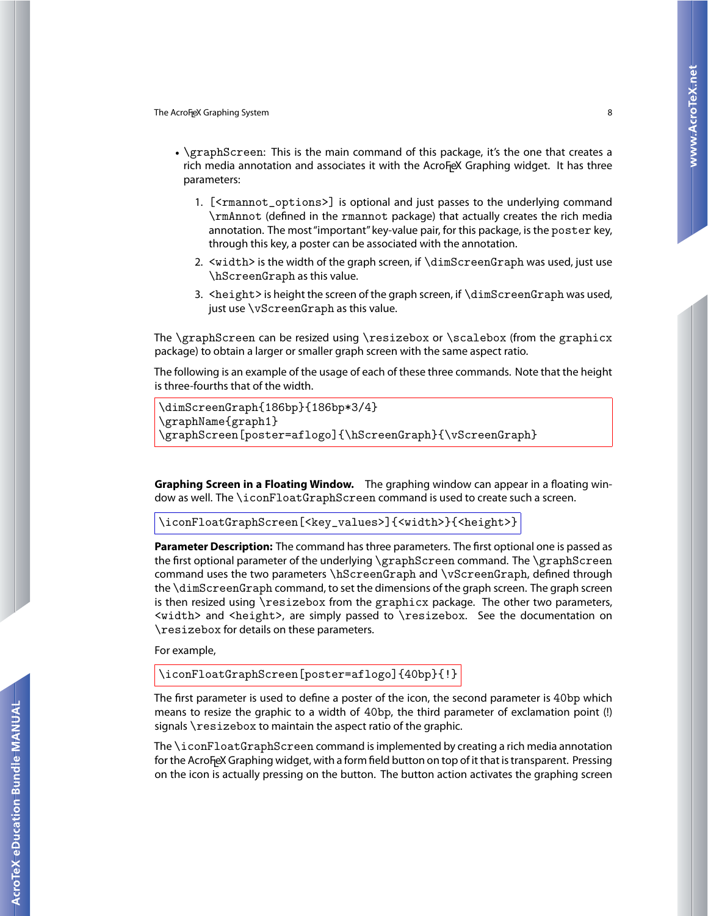- `\graphScreen`: This is the main command of this package, it's the one that creates a rich media annotation and associates it with the AcroTeX Graphing widget. It has three parameters:

  1. `[<rmannot_options>]` is optional and just passes to the underlying command `\rmAnnot` (defined in the `rmannot` package) that actually creates the rich media annotation. The most "important" key-value pair, for this package, is the `poster` key, through this key, a poster can be associated with the annotation.
  2. `<width>` is the width of the graph screen, if `\dimScreenGraph` was used, just use `\hScreenGraph` as this value.
  3. `<height>` is height the screen of the graph screen, if `\dimScreenGraph` was used, just use `\vScreenGraph` as this value.

The `\graphScreen` can be resized using `\resizebox` or `\scalebox` (from the `graphicx` package) to obtain a larger or smaller graph screen with the same aspect ratio.

The following is an example of the usage of each of these three commands. Note that the height is three-fourths that of the width.

```
\dimScreenGraph{186bp}{186bp*3/4}
\graphName{graph1}
\graphScreen[poster=aflogo]{\hScreenGraph}{\vScreenGraph}
```

**Graphing Screen in a Floating Window.** The graphing window can appear in a floating window as well. The `\iconFloatGraphScreen` command is used to create such a screen.

```
\iconFloatGraphScreen[<key_values>]{<width>}{<height>}
```

**Parameter Description:** The command has three parameters. The first optional one is passed as the first optional parameter of the underlying `\graphScreen` command. The `\graphScreen` command uses the two parameters `\hScreenGraph` and `\vScreenGraph`, defined through the `\dimScreenGraph` command, to set the dimensions of the graph screen. The graph screen is then resized using `\resizebox` from the `graphicx` package. The other two parameters, `<width>` and `<height>`, are simply passed to `\resizebox`. See the documentation on `\resizebox` for details on these parameters.

For example,

```
\iconFloatGraphScreen[poster=aflogo]{40bp}{!}
```

The first parameter is used to define a poster of the icon, the second parameter is `40bp` which means to resize the graphic to a width of `40bp`, the third parameter of exclamation point (!) signals `\resizebox` to maintain the aspect ratio of the graphic.

The `\iconFloatGraphScreen` command is implemented by creating a rich media annotation for the AcroTeX Graphing widget, with a form field button on top of it that is transparent. Pressing on the icon is actually pressing on the button. The button action activates the graphing screen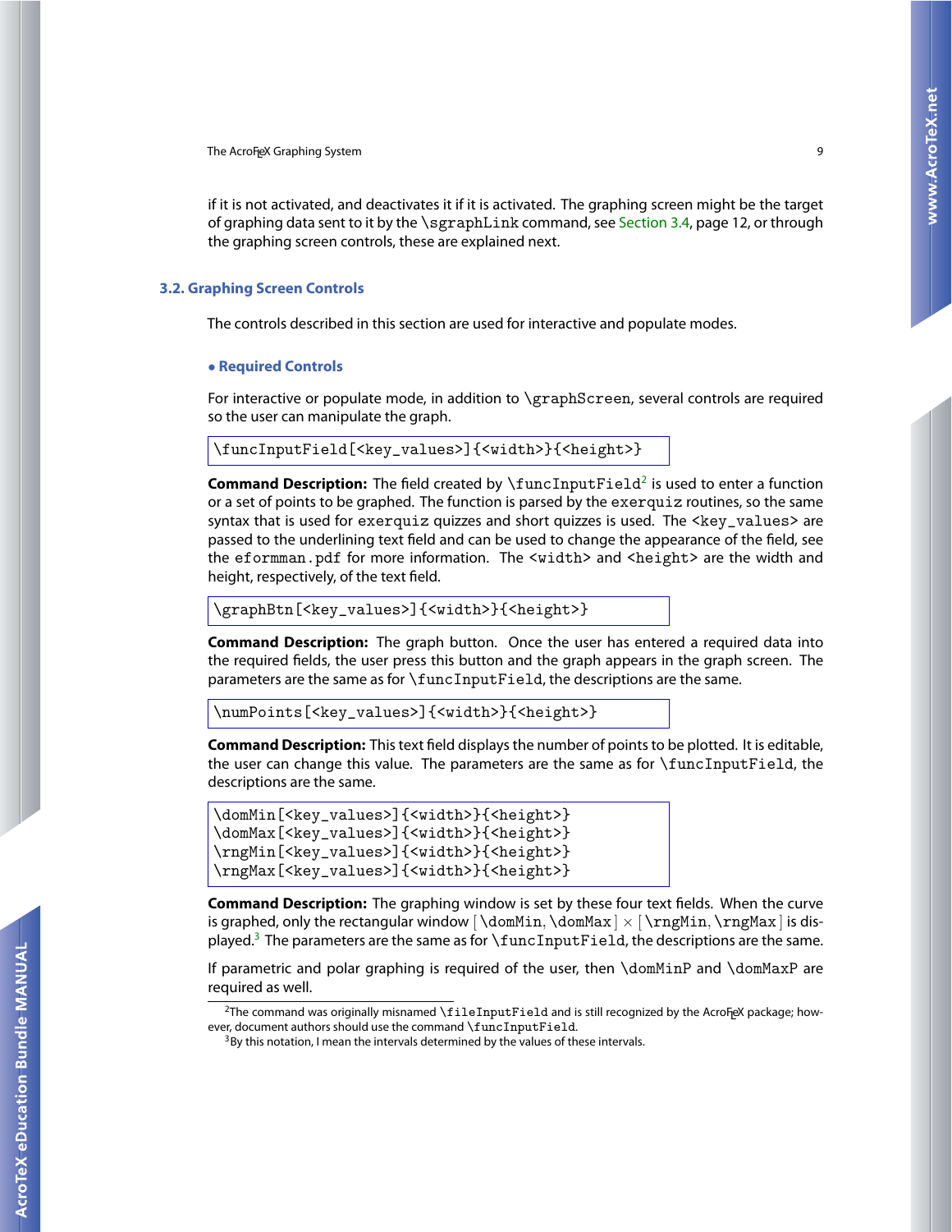if it is not activated, and deactivates it if it is activated. The graphing screen might be the target of graphing data sent to it by the \sgraphLink command, see Section 3.4, page 12, or through the graphing screen controls, these are explained next.

## 3.2. Graphing Screen Controls

The controls described in this section are used for interactive and populate modes.

### • Required Controls

For interactive or populate mode, in addition to \graphScreen, several controls are required so the user can manipulate the graph.

```
\funcInputField[<key_values>]{<width>}{<height>}
```

**Command Description:** The field created by \funcInputField[2] is used to enter a function or a set of points to be graphed. The function is parsed by the exerquiz routines, so the same syntax that is used for exerquiz quizzes and short quizzes is used. The <key_values> are passed to the underlining text field and can be used to change the appearance of the field, see the eformman.pdf for more information. The <width> and <height> are the width and height, respectively, of the text field.

```
\graphBtn[<key_values>]{<width>}{<height>}
```

**Command Description:** The graph button. Once the user has entered a required data into the required fields, the user press this button and the graph appears in the graph screen. The parameters are the same as for \funcInputField, the descriptions are the same.

```
\numPoints[<key_values>]{<width>}{<height>}
```

**Command Description:** This text field displays the number of points to be plotted. It is editable, the user can change this value. The parameters are the same as for \funcInputField, the descriptions are the same.

```
\domMin[<key_values>]{<width>}{<height>}
\domMax[<key_values>]{<width>}{<height>}
\rngMin[<key_values>]{<width>}{<height>}
\rngMax[<key_values>]{<width>}{<height>}
```

**Command Description:** The graphing window is set by these four text fields. When the curve is graphed, only the rectangular window $[\,\texttt{\textbackslash domMin}, \texttt{\textbackslash domMax}\,] \times [\,\texttt{\textbackslash rngMin}, \texttt{\textbackslash rngMax}\,]$ is displayed.[3] The parameters are the same as for \funcInputField, the descriptions are the same.

If parametric and polar graphing is required of the user, then \domMinP and \domMaxP are required as well.

---

[2] The command was originally misnamed \fileInputField and is still recognized by the AcroTeX package; however, document authors should use the command \funcInputField.

[3] By this notation, I mean the intervals determined by the values of these intervals.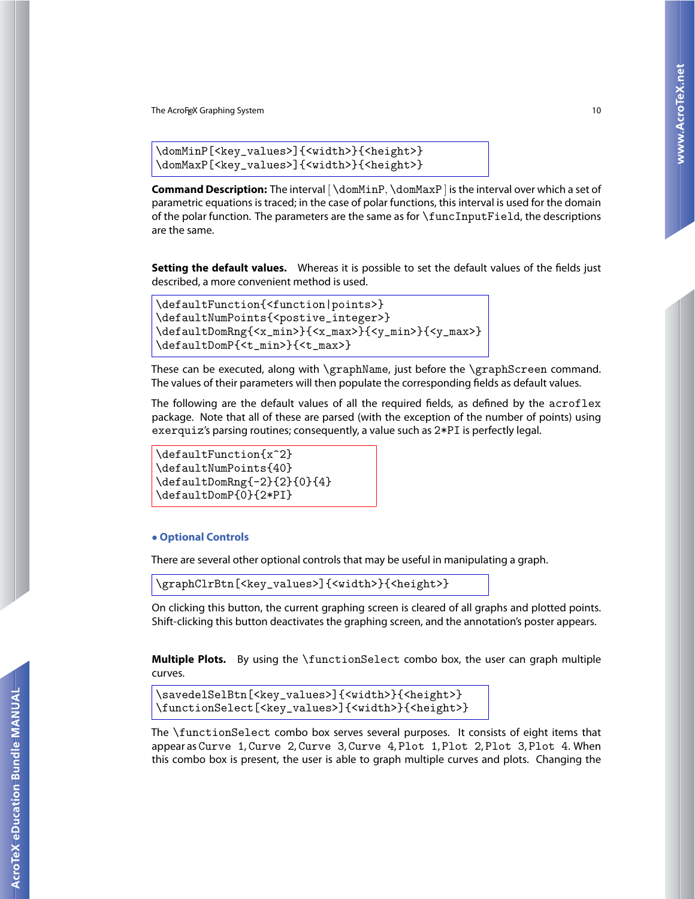```
\domMinP[<key_values>]{<width>}{<height>}
\domMaxP[<key_values>]{<width>}{<height>}
```

**Command Description:** The interval [ `\domMinP`, `\domMaxP` ] is the interval over which a set of parametric equations is traced; in the case of polar functions, this interval is used for the domain of the polar function. The parameters are the same as for `\funcInputField`, the descriptions are the same.

**Setting the default values.** Whereas it is possible to set the default values of the fields just described, a more convenient method is used.

```
\defaultFunction{<function|points>}
\defaultNumPoints{<postive_integer>}
\defaultDomRng{<x_min>}{<x_max>}{<y_min>}{<y_max>}
\defaultDomP{<t_min>}{<t_max>}
```

These can be executed, along with `\graphName`, just before the `\graphScreen` command. The values of their parameters will then populate the corresponding fields as default values.

The following are the default values of all the required fields, as defined by the `acroflex` package. Note that all of these are parsed (with the exception of the number of points) using `exerquiz`'s parsing routines; consequently, a value such as `2*PI` is perfectly legal.

```
\defaultFunction{x^2}
\defaultNumPoints{40}
\defaultDomRng{-2}{2}{0}{4}
\defaultDomP{0}{2*PI}
```

### • Optional Controls

There are several other optional controls that may be useful in manipulating a graph.

```
\graphClrBtn[<key_values>]{<width>}{<height>}
```

On clicking this button, the current graphing screen is cleared of all graphs and plotted points. Shift-clicking this button deactivates the graphing screen, and the annotation's poster appears.

**Multiple Plots.** By using the `\functionSelect` combo box, the user can graph multiple curves.

```
\savedelSelBtn[<key_values>]{<width>}{<height>}
\functionSelect[<key_values>]{<width>}{<height>}
```

The `\functionSelect` combo box serves several purposes. It consists of eight items that appear as `Curve 1`, `Curve 2`, `Curve 3`, `Curve 4`, `Plot 1`, `Plot 2`, `Plot 3`, `Plot 4`. When this combo box is present, the user is able to graph multiple curves and plots. Changing the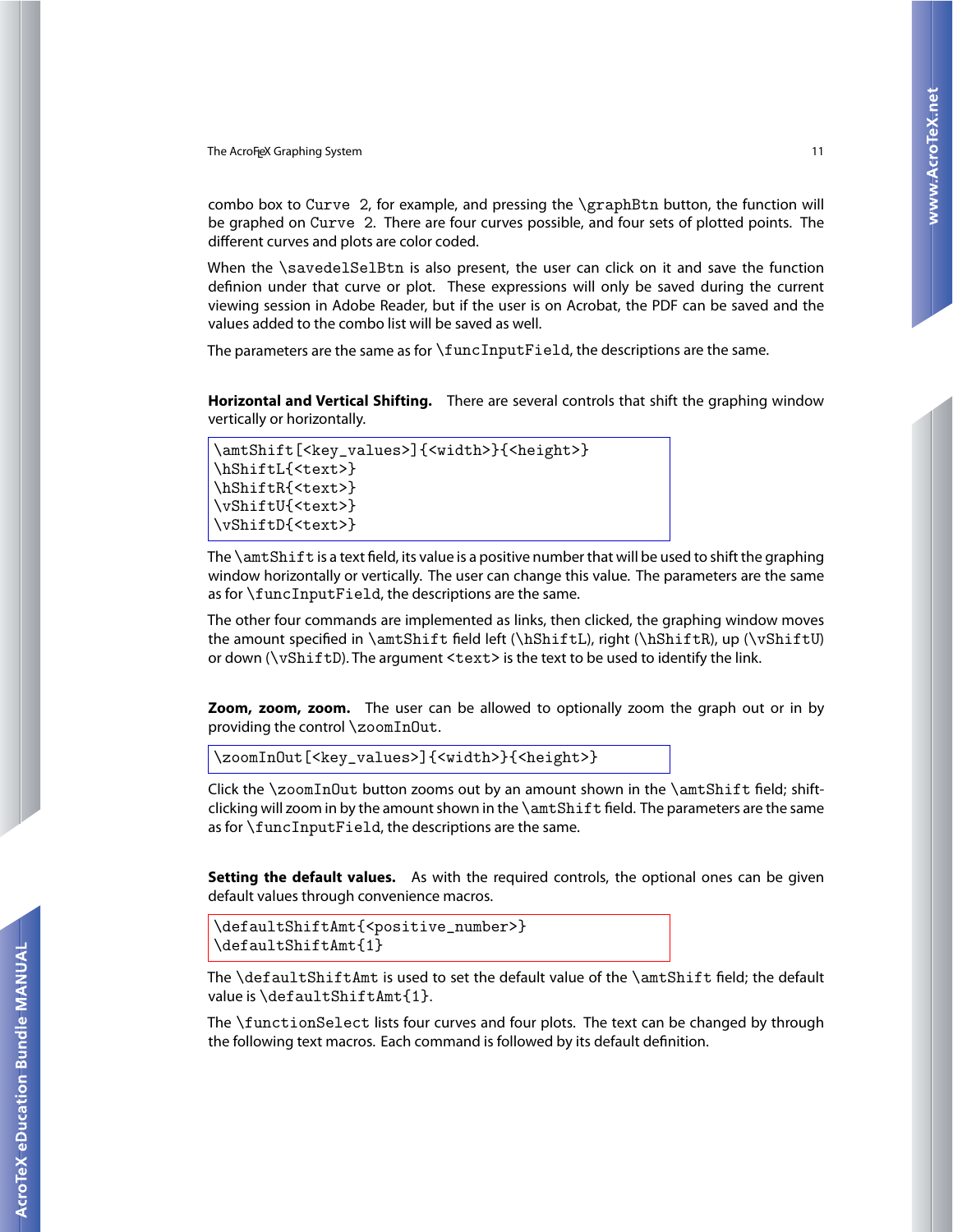combo box to `Curve 2`, for example, and pressing the `\graphBtn` button, the function will be graphed on `Curve 2`. There are four curves possible, and four sets of plotted points. The different curves and plots are color coded.

When the `\savedelSelBtn` is also present, the user can click on it and save the function definion under that curve or plot. These expressions will only be saved during the current viewing session in Adobe Reader, but if the user is on Acrobat, the PDF can be saved and the values added to the combo list will be saved as well.

The parameters are the same as for `\funcInputField`, the descriptions are the same.

**Horizontal and Vertical Shifting.** There are several controls that shift the graphing window vertically or horizontally.

```
\amtShift[<key_values>]{<width>}{<height>}
\hShiftL{<text>}
\hShiftR{<text>}
\vShiftU{<text>}
\vShiftD{<text>}
```

The `\amtShift` is a text field, its value is a positive number that will be used to shift the graphing window horizontally or vertically. The user can change this value. The parameters are the same as for `\funcInputField`, the descriptions are the same.

The other four commands are implemented as links, then clicked, the graphing window moves the amount specified in `\amtShift` field left (`\hShiftL`), right (`\hShiftR`), up (`\vShiftU`) or down (`\vShiftD`). The argument `<text>` is the text to be used to identify the link.

**Zoom, zoom, zoom.** The user can be allowed to optionally zoom the graph out or in by providing the control `\zoomInOut`.

```
\zoomInOut[<key_values>]{<width>}{<height>}
```

Click the `\zoomInOut` button zooms out by an amount shown in the `\amtShift` field; shift-clicking will zoom in by the amount shown in the `\amtShift` field. The parameters are the same as for `\funcInputField`, the descriptions are the same.

**Setting the default values.** As with the required controls, the optional ones can be given default values through convenience macros.

```
\defaultShiftAmt{<positive_number>}
\defaultShiftAmt{1}
```

The `\defaultShiftAmt` is used to set the default value of the `\amtShift` field; the default value is `\defaultShiftAmt{1}`.

The `\functionSelect` lists four curves and four plots. The text can be changed by through the following text macros. Each command is followed by its default definition.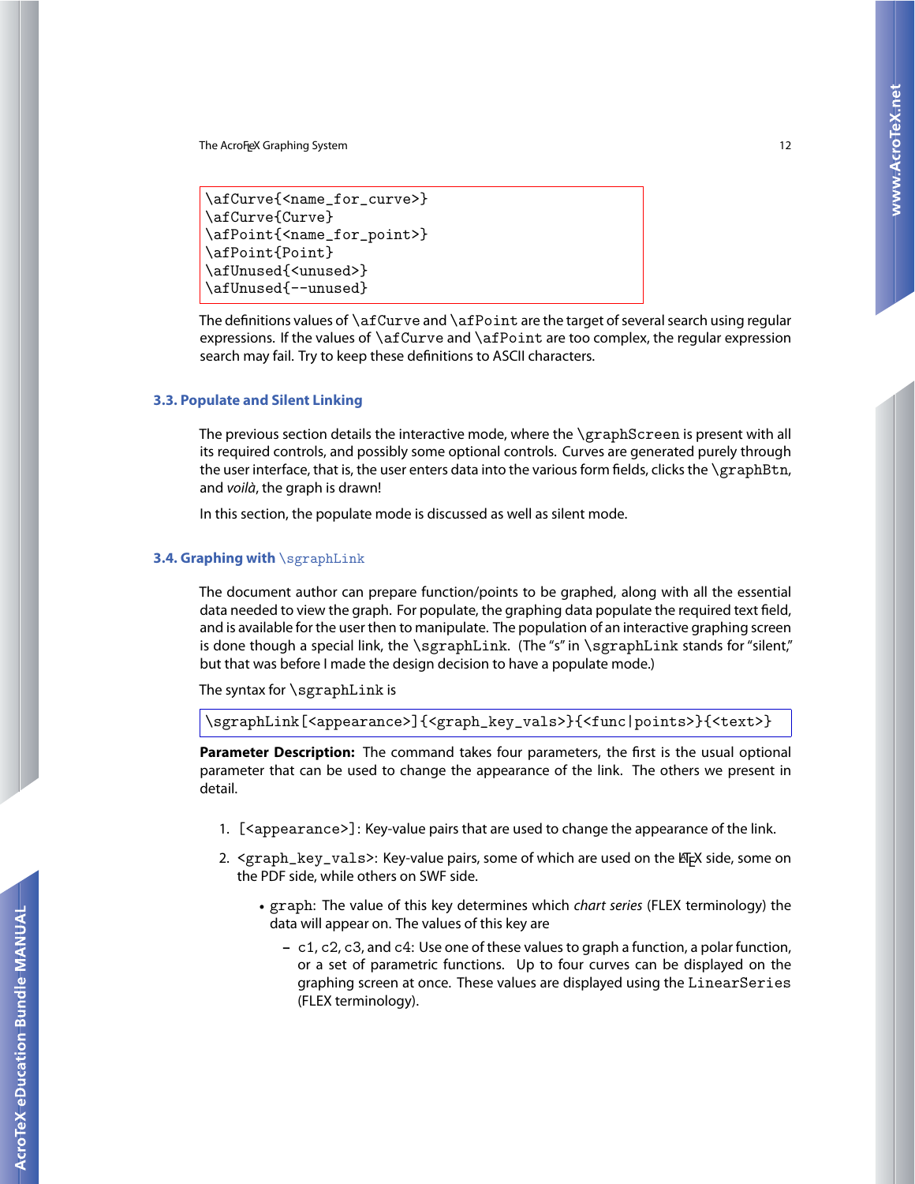```
\afCurve{<name_for_curve>}
\afCurve{Curve}
\afPoint{<name_for_point>}
\afPoint{Point}
\afUnused{<unused>}
\afUnused{--unused}
```

The definitions values of `\afCurve` and `\afPoint` are the target of several search using regular expressions. If the values of `\afCurve` and `\afPoint` are too complex, the regular expression search may fail. Try to keep these definitions to ASCII characters.

### 3.3. Populate and Silent Linking

The previous section details the interactive mode, where the `\graphScreen` is present with all its required controls, and possibly some optional controls. Curves are generated purely through the user interface, that is, the user enters data into the various form fields, clicks the `\graphBtn`, and *voilà*, the graph is drawn!

In this section, the populate mode is discussed as well as silent mode.

### 3.4. Graphing with `\sgraphLink`

The document author can prepare function/points to be graphed, along with all the essential data needed to view the graph. For populate, the graphing data populate the required text field, and is available for the user then to manipulate. The population of an interactive graphing screen is done though a special link, the `\sgraphLink`. (The "s" in `\sgraphLink` stands for "silent," but that was before I made the design decision to have a populate mode.)

The syntax for `\sgraphLink` is

```
\sgraphLink[<appearance>]{<graph_key_vals>}{<func|points>}{<text>}
```

**Parameter Description:** The command takes four parameters, the first is the usual optional parameter that can be used to change the appearance of the link. The others we present in detail.

1. `[<appearance>]`: Key-value pairs that are used to change the appearance of the link.
2. `<graph_key_vals>`: Key-value pairs, some of which are used on the LaTeX side, some on the PDF side, while others on SWF side.
   - `graph`: The value of this key determines which *chart series* (FLEX terminology) the data will appear on. The values of this key are
     – `c1`, `c2`, `c3`, and `c4`: Use one of these values to graph a function, a polar function, or a set of parametric functions. Up to four curves can be displayed on the graphing screen at once. These values are displayed using the `LinearSeries` (FLEX terminology).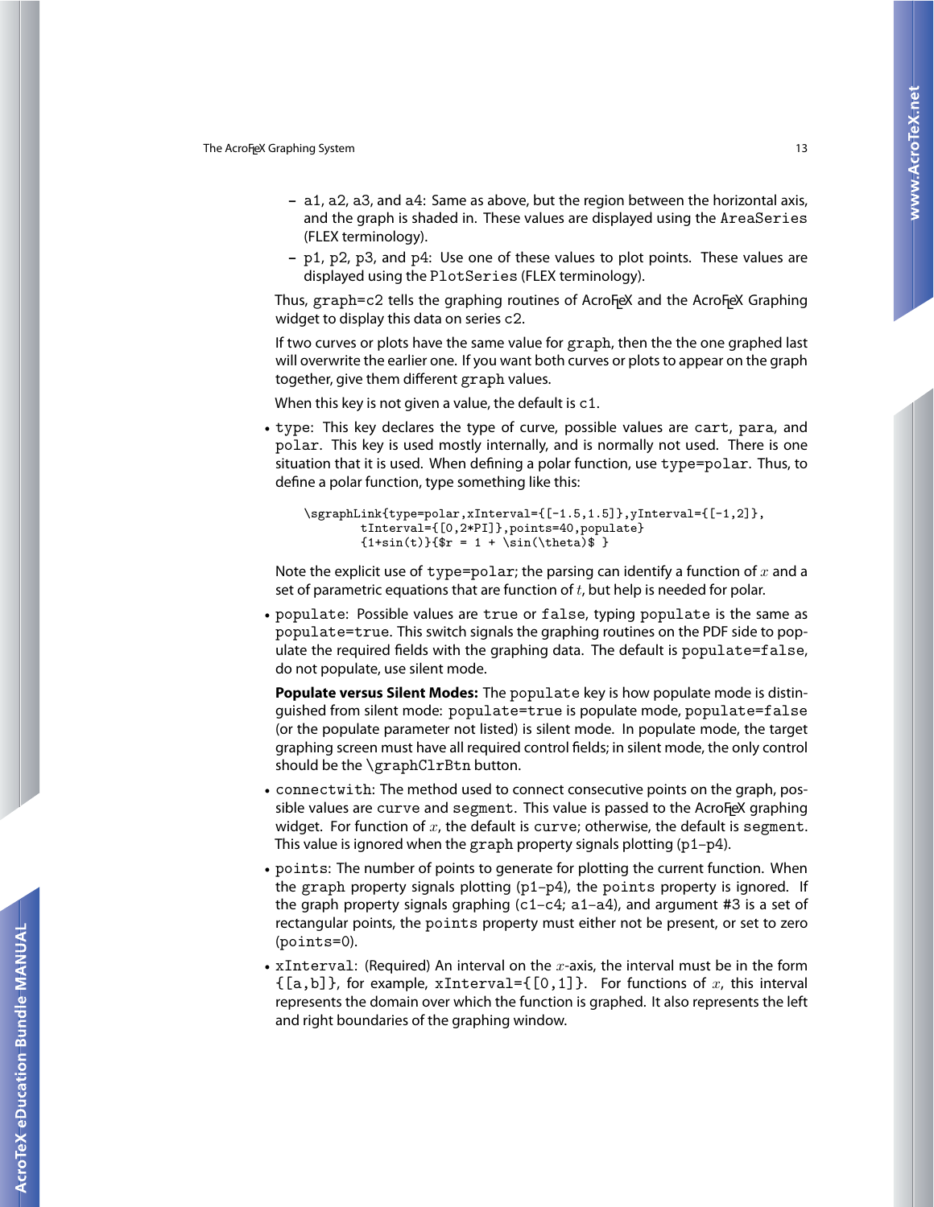- a1, a2, a3, and a4: Same as above, but the region between the horizontal axis, and the graph is shaded in. These values are displayed using the `AreaSeries` (FLEX terminology).
- p1, p2, p3, and p4: Use one of these values to plot points. These values are displayed using the `PlotSeries` (FLEX terminology).

Thus, `graph=c2` tells the graphing routines of AcroTeX and the AcroTeX Graphing widget to display this data on series c2.

If two curves or plots have the same value for `graph`, then the the one graphed last will overwrite the earlier one. If you want both curves or plots to appear on the graph together, give them different `graph` values.

When this key is not given a value, the default is `c1`.

- `type`: This key declares the type of curve, possible values are `cart`, `para`, and `polar`. This key is used mostly internally, and is normally not used. There is one situation that it is used. When defining a polar function, use `type=polar`. Thus, to define a polar function, type something like this:

```
\sgraphLink{type=polar,xInterval={[-1.5,1.5]},yInterval={[-1,2]},
        tInterval={[0,2*PI]},points=40,populate}
        {1+sin(t)}{$r = 1 + \sin(\theta)$ }
```

  Note the explicit use of `type=polar`; the parsing can identify a function of $x$ and a set of parametric equations that are function of $t$, but help is needed for polar.

- `populate`: Possible values are `true` or `false`, typing `populate` is the same as `populate=true`. This switch signals the graphing routines on the PDF side to populate the required fields with the graphing data. The default is `populate=false`, do not populate, use silent mode.

  **Populate versus Silent Modes:** The `populate` key is how populate mode is distinguished from silent mode: `populate=true` is populate mode, `populate=false` (or the populate parameter not listed) is silent mode. In populate mode, the target graphing screen must have all required control fields; in silent mode, the only control should be the `\graphClrBtn` button.

- `connectwith`: The method used to connect consecutive points on the graph, possible values are `curve` and `segment`. This value is passed to the AcroTeX graphing widget. For function of $x$, the default is `curve`; otherwise, the default is `segment`. This value is ignored when the `graph` property signals plotting (p1–p4).

- `points`: The number of points to generate for plotting the current function. When the `graph` property signals plotting (p1–p4), the `points` property is ignored. If the graph property signals graphing (c1–c4; a1–a4), and argument #3 is a set of rectangular points, the `points` property must either not be present, or set to zero (`points=0`).

- `xInterval`: (Required) An interval on the $x$-axis, the interval must be in the form `{[a,b]}`, for example, `xInterval={[0,1]}`. For functions of $x$, this interval represents the domain over which the function is graphed. It also represents the left and right boundaries of the graphing window.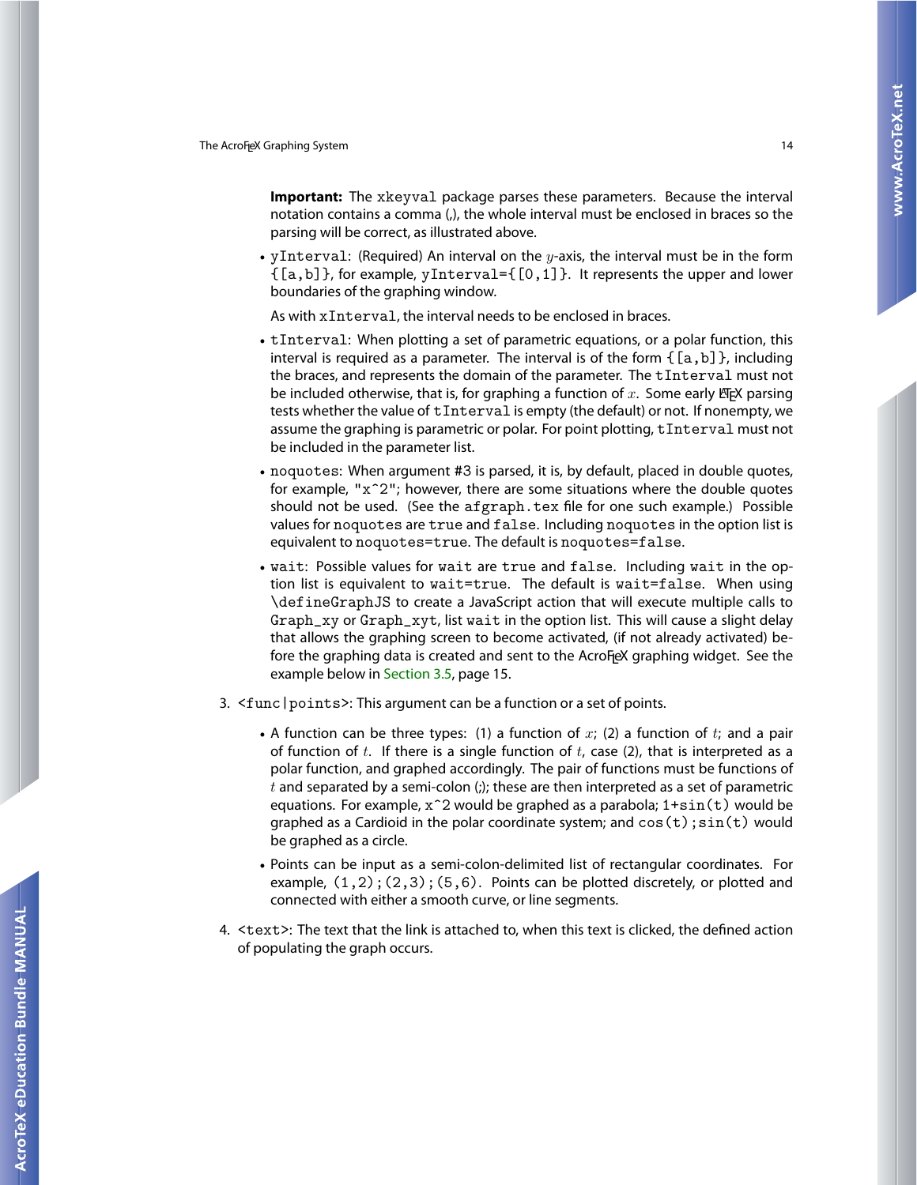**Important:** The `xkeyval` package parses these parameters. Because the interval notation contains a comma (,), the whole interval must be enclosed in braces so the parsing will be correct, as illustrated above.

- `yInterval`: (Required) An interval on the $y$-axis, the interval must be in the form `{[a,b]}`, for example, `yInterval={[0,1]}`. It represents the upper and lower boundaries of the graphing window.

  As with `xInterval`, the interval needs to be enclosed in braces.

- `tInterval`: When plotting a set of parametric equations, or a polar function, this interval is required as a parameter. The interval is of the form `{[a,b]}`, including the braces, and represents the domain of the parameter. The `tInterval` must not be included otherwise, that is, for graphing a function of $x$. Some early LaTeX parsing tests whether the value of `tInterval` is empty (the default) or not. If nonempty, we assume the graphing is parametric or polar. For point plotting, `tInterval` must not be included in the parameter list.

- `noquotes`: When argument #3 is parsed, it is, by default, placed in double quotes, for example, `"x^2"`; however, there are some situations where the double quotes should not be used. (See the `afgraph.tex` file for one such example.) Possible values for `noquotes` are `true` and `false`. Including `noquotes` in the option list is equivalent to `noquotes=true`. The default is `noquotes=false`.

- `wait`: Possible values for `wait` are `true` and `false`. Including `wait` in the option list is equivalent to `wait=true`. The default is `wait=false`. When using `\defineGraphJS` to create a JavaScript action that will execute multiple calls to `Graph_xy` or `Graph_xyt`, list `wait` in the option list. This will cause a slight delay that allows the graphing screen to become activated, (if not already activated) before the graphing data is created and sent to the AcroTeX graphing widget. See the example below in Section 3.5, page 15.

3. `<func|points>`: This argument can be a function or a set of points.

   - A function can be three types: (1) a function of $x$; (2) a function of $t$; and a pair of function of $t$. If there is a single function of $t$, case (2), that is interpreted as a polar function, and graphed accordingly. The pair of functions must be functions of $t$ and separated by a semi-colon (;); these are then interpreted as a set of parametric equations. For example, `x^2` would be graphed as a parabola; `1+sin(t)` would be graphed as a Cardioid in the polar coordinate system; and `cos(t);sin(t)` would be graphed as a circle.

   - Points can be input as a semi-colon-delimited list of rectangular coordinates. For example, `(1,2);(2,3);(5,6)`. Points can be plotted discretely, or plotted and connected with either a smooth curve, or line segments.

4. `<text>`: The text that the link is attached to, when this text is clicked, the defined action of populating the graph occurs.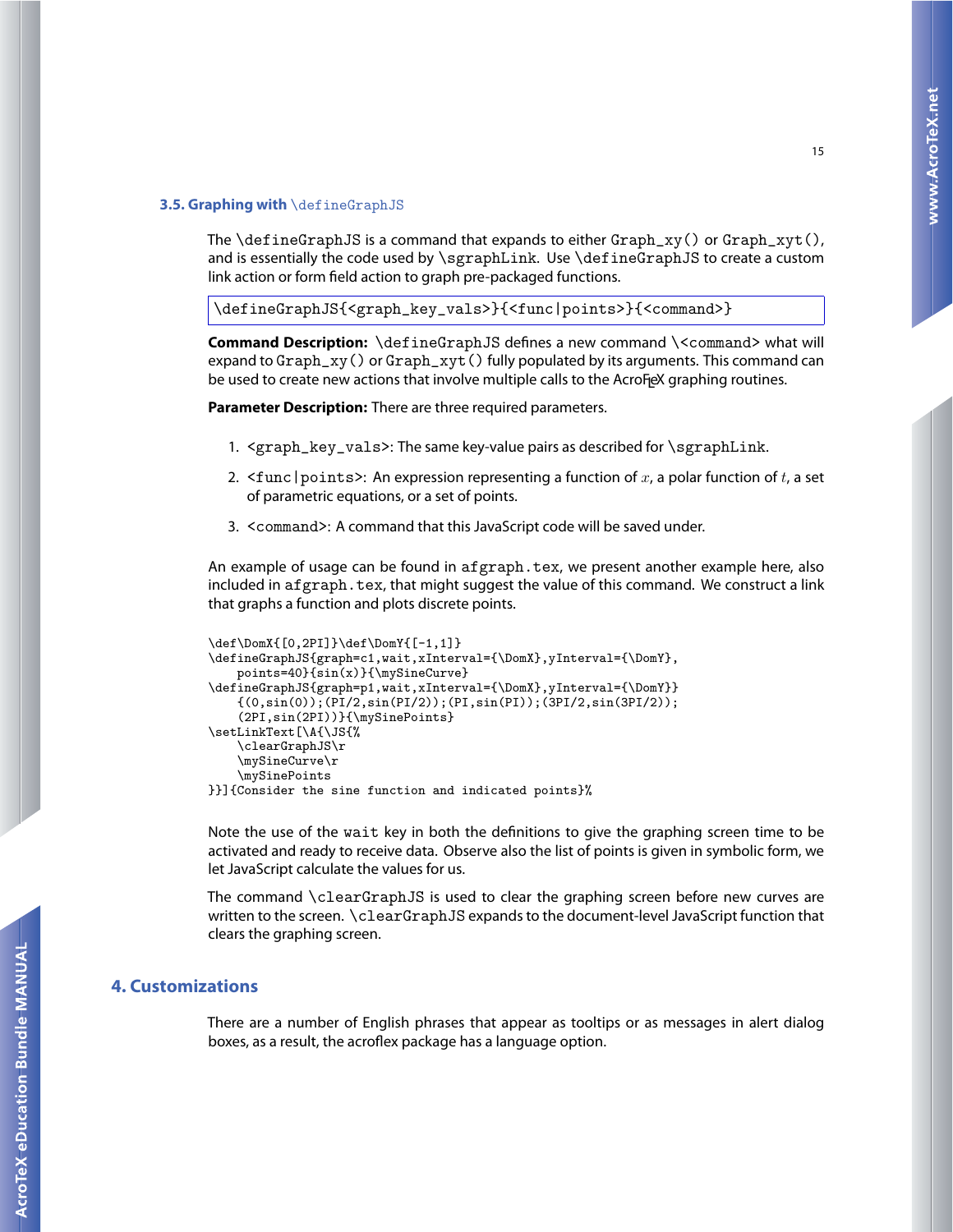### 3.5. Graphing with \defineGraphJS

The \defineGraphJS is a command that expands to either Graph_xy() or Graph_xyt(), and is essentially the code used by \sgraphLink. Use \defineGraphJS to create a custom link action or form field action to graph pre-packaged functions.

```
\defineGraphJS{<graph_key_vals>}{<func|points>}{<command>}
```

**Command Description:** \defineGraphJS defines a new command \<command> what will expand to Graph_xy() or Graph_xyt() fully populated by its arguments. This command can be used to create new actions that involve multiple calls to the AcroTeX graphing routines.

**Parameter Description:** There are three required parameters.

1. <graph_key_vals>: The same key-value pairs as described for \sgraphLink.
2. <func|points>: An expression representing a function of $x$, a polar function of $t$, a set of parametric equations, or a set of points.
3. <command>: A command that this JavaScript code will be saved under.

An example of usage can be found in afgraph.tex, we present another example here, also included in afgraph.tex, that might suggest the value of this command. We construct a link that graphs a function and plots discrete points.

```
\def\DomX{[0,2PI]}\def\DomY{[-1,1]}
\defineGraphJS{graph=c1,wait,xInterval={\DomX},yInterval={\DomY},
    points=40}{sin(x)}{\mySineCurve}
\defineGraphJS{graph=p1,wait,xInterval={\DomX},yInterval={\DomY}}
    {(0,sin(0));(PI/2,sin(PI/2));(PI,sin(PI));(3PI/2,sin(3PI/2));
    (2PI,sin(2PI))}{\mySinePoints}
\setLinkText[\A{\JS{%
    \clearGraphJS\r
    \mySineCurve\r
    \mySinePoints
}}]{Consider the sine function and indicated points}%
```

Note the use of the wait key in both the definitions to give the graphing screen time to be activated and ready to receive data. Observe also the list of points is given in symbolic form, we let JavaScript calculate the values for us.

The command \clearGraphJS is used to clear the graphing screen before new curves are written to the screen. \clearGraphJS expands to the document-level JavaScript function that clears the graphing screen.

## 4. Customizations

There are a number of English phrases that appear as tooltips or as messages in alert dialog boxes, as a result, the acroflex package has a language option.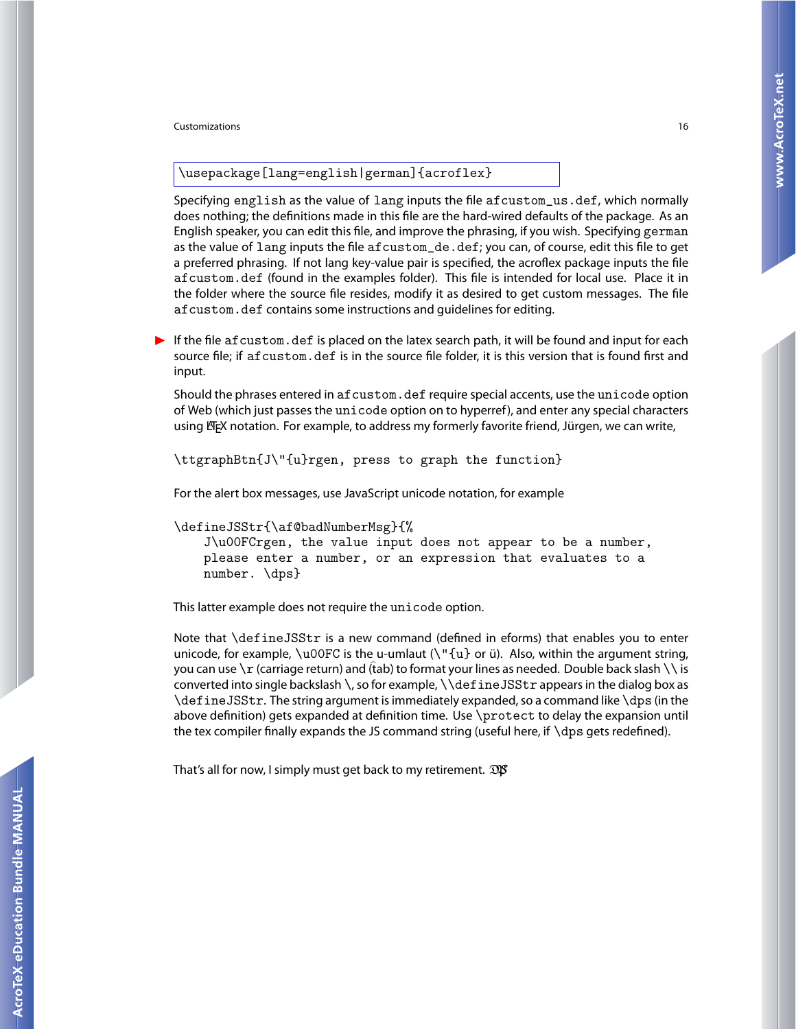```
\usepackage[lang=english|german]{acroflex}
```

Specifying `english` as the value of `lang` inputs the file `afcustom_us.def`, which normally does nothing; the definitions made in this file are the hard-wired defaults of the package. As an English speaker, you can edit this file, and improve the phrasing, if you wish. Specifying `german` as the value of `lang` inputs the file `afcustom_de.def`; you can, of course, edit this file to get a preferred phrasing. If not lang key-value pair is specified, the acroflex package inputs the file `afcustom.def` (found in the examples folder). This file is intended for local use. Place it in the folder where the source file resides, modify it as desired to get custom messages. The file `afcustom.def` contains some instructions and guidelines for editing.

▶ If the file `afcustom.def` is placed on the latex search path, it will be found and input for each source file; if `afcustom.def` is in the source file folder, it is this version that is found first and input.

Should the phrases entered in `afcustom.def` require special accents, use the `unicode` option of Web (which just passes the `unicode` option on to hyperref), and enter any special characters using LaTeX notation. For example, to address my formerly favorite friend, Jürgen, we can write,

```
\ttgraphBtn{J\"{u}rgen, press to graph the function}
```

For the alert box messages, use JavaScript unicode notation, for example

```
\defineJSStr{\af@badNumberMsg}{%
    J\u00FCrgen, the value input does not appear to be a number,
    please enter a number, or an expression that evaluates to a
    number. \dps}
```

This latter example does not require the `unicode` option.

Note that `\defineJSStr` is a new command (defined in eforms) that enables you to enter unicode, for example, `\u00FC` is the u-umlaut (`\"{u}` or ü). Also, within the argument string, you can use `\r` (carriage return) and (tab) to format your lines as needed. Double back slash `\\` is converted into single backslash `\`, so for example, `\\defineJSStr` appears in the dialog box as `\defineJSStr`. The string argument is immediately expanded, so a command like `\dps` (in the above definition) gets expanded at definition time. Use `\protect` to delay the expansion until the tex compiler finally expands the JS command string (useful here, if `\dps` gets redefined).

That's all for now, I simply must get back to my retirement. DPS